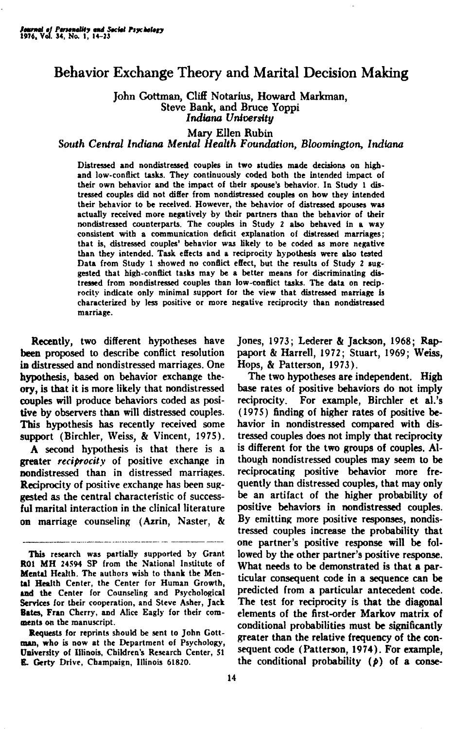# Behavior Exchange Theory and Marital Decision Making

John Gottman, Cliff Notarius, Howard Markman, Steve Bank, and Bruce Yoppi
*Indiana University*

Mary Ellen Rubin
*South Central Indiana Mental Health Foundation, Bloomington, Indiana*

Distressed and nondistressed couples in two studies made decisions on high- and low-conflict tasks. They continuously coded both the intended impact of their own behavior and the impact of their spouse's behavior. In Study 1 distressed couples did not differ from nondistressed couples on how they intended their behavior to be received. However, the behavior of distressed spouses was actually received more negatively by their partners than the behavior of their nondistressed counterparts. The couples in Study 2 also behaved in a way consistent with a communication deficit explanation of distressed marriages; that is, distressed couples' behavior was likely to be coded as more negative than they intended. Task effects and a reciprocity hypothesis were also tested Data from Study 1 showed no conflict effect, but the results of Study 2 suggested that high-conflict tasks may be a better means for discriminating distressed from nondistressed couples than low-conflict tasks. The data on reciprocity indicate only minimal support for the view that distressed marriage is characterized by less positive or more negative reciprocity than nondistressed marriage.

Recently, two different hypotheses have been proposed to describe conflict resolution in distressed and nondistressed marriages. One hypothesis, based on behavior exchange theory, is that it is more likely that nondistressed couples will produce behaviors coded as positive by observers than will distressed couples. This hypothesis has recently received some support (Birchler, Weiss, & Vincent, 1975).

A second hypothesis is that there is a greater *reciprocity* of positive exchange in nondistressed than in distressed marriages. Reciprocity of positive exchange has been suggested as the central characteristic of successful marital interaction in the clinical literature on marriage counseling (Azrin, Naster, & Jones, 1973; Lederer & Jackson, 1968; Rappaport & Harrell, 1972; Stuart, 1969; Weiss, Hops, & Patterson, 1973).

The two hypotheses are independent. High base rates of positive behaviors do not imply reciprocity. For example, Birchler et al.'s (1975) finding of higher rates of positive behavior in nondistressed compared with distressed couples does not imply that reciprocity is different for the two groups of couples. Although nondistressed couples may seem to be reciprocating positive behavior more frequently than distressed couples, that may only be an artifact of the higher probability of positive behaviors in nondistressed couples. By emitting more positive responses, nondistressed couples increase the probability that one partner's positive response will be followed by the other partner's positive response. What needs to be demonstrated is that a particular consequent code in a sequence can be predicted from a particular antecedent code. The test for reciprocity is that the diagonal elements of the first-order Markov matrix of conditional probabilities must be significantly greater than the relative frequency of the consequent code (Patterson, 1974). For example, the conditional probability ($p$) of a conse-

---

This research was partially supported by Grant R01 MH 24594 SP from the National Institute of Mental Health. The authors wish to thank the Mental Health Center, the Center for Human Growth, and the Center for Counseling and Psychological Services for their cooperation, and Steve Asher, Jack Bates, Fran Cherry, and Alice Eagly for their comments on the manuscript.

Requests for reprints should be sent to John Gottman, who is now at the Department of Psychology, University of Illinois, Children's Research Center, 51 E. Gerty Drive, Champaign, Illinois 61820.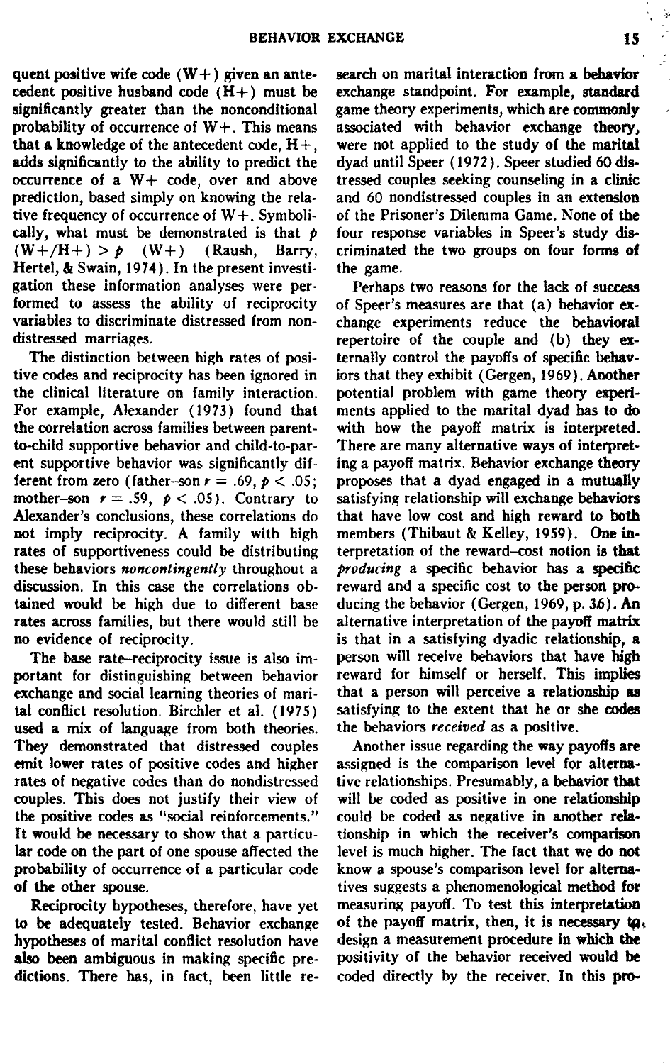quent positive wife code (W+) given an antecedent positive husband code (H+) must be significantly greater than the nonconditional probability of occurrence of W+. This means that a knowledge of the antecedent code, H+, adds significantly to the ability to predict the occurrence of a W+ code, over and above prediction, based simply on knowing the relative frequency of occurrence of W+. Symbolically, what must be demonstrated is that $p(W+/H+) > p(W+)$ (Raush, Barry, Hertel, & Swain, 1974). In the present investigation these information analyses were performed to assess the ability of reciprocity variables to discriminate distressed from nondistressed marriages.

The distinction between high rates of positive codes and reciprocity has been ignored in the clinical literature on family interaction. For example, Alexander (1973) found that the correlation across families between parent-to-child supportive behavior and child-to-parent supportive behavior was significantly different from zero (father–son $r = .69$, $p < .05$; mother–son $r = .59$, $p < .05$). Contrary to Alexander's conclusions, these correlations do not imply reciprocity. A family with high rates of supportiveness could be distributing these behaviors *noncontingently* throughout a discussion. In this case the correlations obtained would be high due to different base rates across families, but there would still be no evidence of reciprocity.

The base rate–reciprocity issue is also important for distinguishing between behavior exchange and social learning theories of marital conflict resolution. Birchler et al. (1975) used a mix of language from both theories. They demonstrated that distressed couples emit lower rates of positive codes and higher rates of negative codes than do nondistressed couples. This does not justify their view of the positive codes as "social reinforcements." It would be necessary to show that a particular code on the part of one spouse affected the probability of occurrence of a particular code of the other spouse.

Reciprocity hypotheses, therefore, have yet to be adequately tested. Behavior exchange hypotheses of marital conflict resolution have also been ambiguous in making specific predictions. There has, in fact, been little research on marital interaction from a behavior exchange standpoint. For example, standard game theory experiments, which are commonly associated with behavior exchange theory, were not applied to the study of the marital dyad until Speer (1972). Speer studied 60 distressed couples seeking counseling in a clinic and 60 nondistressed couples in an extension of the Prisoner's Dilemma Game. None of the four response variables in Speer's study discriminated the two groups on four forms of the game.

Perhaps two reasons for the lack of success of Speer's measures are that (a) behavior exchange experiments reduce the behavioral repertoire of the couple and (b) they externally control the payoffs of specific behaviors that they exhibit (Gergen, 1969). Another potential problem with game theory experiments applied to the marital dyad has to do with how the payoff matrix is interpreted. There are many alternative ways of interpreting a payoff matrix. Behavior exchange theory proposes that a dyad engaged in a mutually satisfying relationship will exchange behaviors that have low cost and high reward to both members (Thibaut & Kelley, 1959). One interpretation of the reward–cost notion is that *producing* a specific behavior has a specific reward and a specific cost to the person producing the behavior (Gergen, 1969, p. 36). An alternative interpretation of the payoff matrix is that in a satisfying dyadic relationship, a person will receive behaviors that have high reward for himself or herself. This implies that a person will perceive a relationship as satisfying to the extent that he or she codes the behaviors *received* as a positive.

Another issue regarding the way payoffs are assigned is the comparison level for alternative relationships. Presumably, a behavior that will be coded as positive in one relationship could be coded as negative in another relationship in which the receiver's comparison level is much higher. The fact that we do not know a spouse's comparison level for alternatives suggests a phenomenological method for measuring payoff. To test this interpretation of the payoff matrix, then, it is necessary to design a measurement procedure in which the positivity of the behavior received would be coded directly by the receiver. In this pro-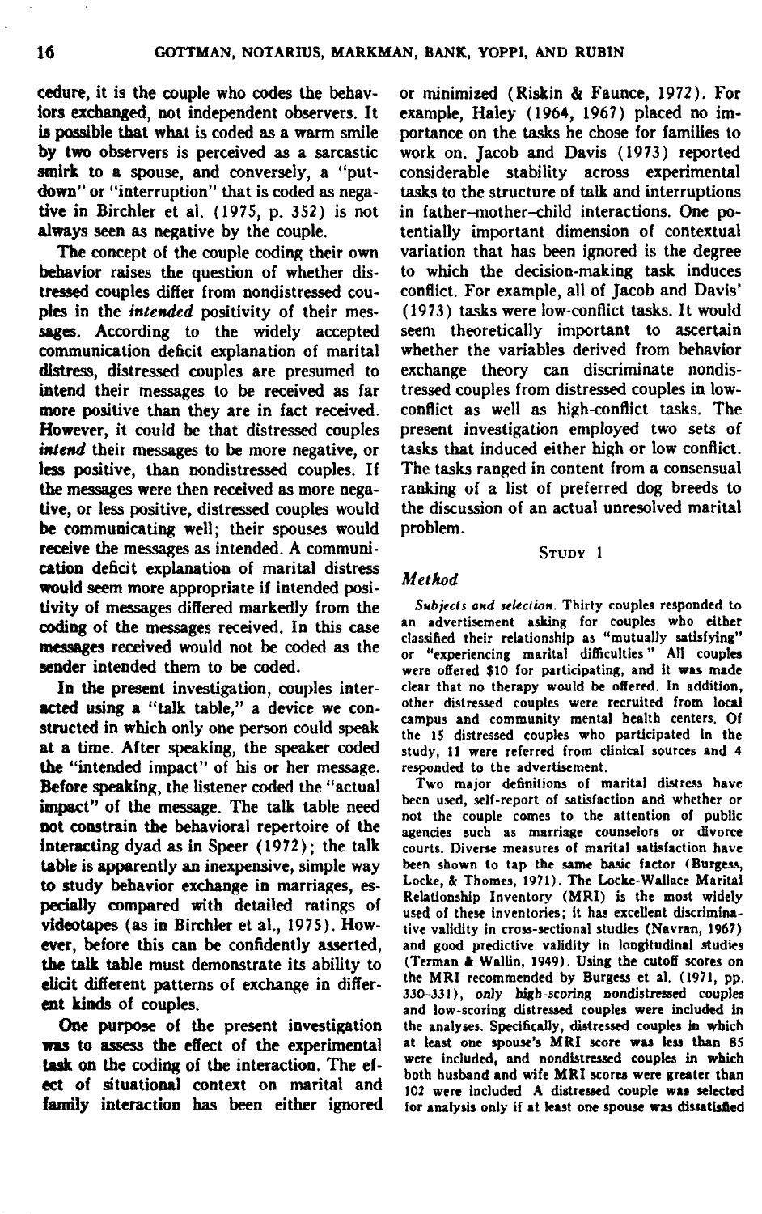cedure, it is the couple who codes the behaviors exchanged, not independent observers. It is possible that what is coded as a warm smile by two observers is perceived as a sarcastic smirk to a spouse, and conversely, a "put-down" or "interruption" that is coded as negative in Birchler et al. (1975, p. 352) is not always seen as negative by the couple.

The concept of the couple coding their own behavior raises the question of whether distressed couples differ from nondistressed couples in the *intended* positivity of their messages. According to the widely accepted communication deficit explanation of marital distress, distressed couples are presumed to intend their messages to be received as far more positive than they are in fact received. However, it could be that distressed couples *intend* their messages to be more negative, or less positive, than nondistressed couples. If the messages were then received as more negative, or less positive, distressed couples would be communicating well; their spouses would receive the messages as intended. A communication deficit explanation of marital distress would seem more appropriate if intended positivity of messages differed markedly from the coding of the messages received. In this case messages received would not be coded as the sender intended them to be coded.

In the present investigation, couples interacted using a "talk table," a device we constructed in which only one person could speak at a time. After speaking, the speaker coded the "intended impact" of his or her message. Before speaking, the listener coded the "actual impact" of the message. The talk table need not constrain the behavioral repertoire of the interacting dyad as in Speer (1972); the talk table is apparently an inexpensive, simple way to study behavior exchange in marriages, especially compared with detailed ratings of videotapes (as in Birchler et al., 1975). However, before this can be confidently asserted, the talk table must demonstrate its ability to elicit different patterns of exchange in different kinds of couples.

One purpose of the present investigation was to assess the effect of the experimental task on the coding of the interaction. The effect of situational context on marital and family interaction has been either ignored or minimized (Riskin & Faunce, 1972). For example, Haley (1964, 1967) placed no importance on the tasks he chose for families to work on. Jacob and Davis (1973) reported considerable stability across experimental tasks to the structure of talk and interruptions in father–mother–child interactions. One potentially important dimension of contextual variation that has been ignored is the degree to which the decision-making task induces conflict. For example, all of Jacob and Davis' (1973) tasks were low-conflict tasks. It would seem theoretically important to ascertain whether the variables derived from behavior exchange theory can discriminate nondistressed couples from distressed couples in low-conflict as well as high-conflict tasks. The present investigation employed two sets of tasks that induced either high or low conflict. The tasks ranged in content from a consensual ranking of a list of preferred dog breeds to the discussion of an actual unresolved marital problem.

## Study 1

### *Method*

***Subjects and selection.*** Thirty couples responded to an advertisement asking for couples who either classified their relationship as "mutually satisfying" or "experiencing marital difficulties" All couples were offered $10 for participating, and it was made clear that no therapy would be offered. In addition, other distressed couples were recruited from local campus and community mental health centers. Of the 15 distressed couples who participated in the study, 11 were referred from clinical sources and 4 responded to the advertisement.

Two major definitions of marital distress have been used, self-report of satisfaction and whether or not the couple comes to the attention of public agencies such as marriage counselors or divorce courts. Diverse measures of marital satisfaction have been shown to tap the same basic factor (Burgess, Locke, & Thomes, 1971). The Locke-Wallace Marital Relationship Inventory (MRI) is the most widely used of these inventories; it has excellent discriminative validity in cross-sectional studies (Navran, 1967) and good predictive validity in longitudinal studies (Terman & Wallin, 1949). Using the cutoff scores on the MRI recommended by Burgess et al. (1971, pp. 330–331), only high-scoring nondistressed couples and low-scoring distressed couples were included in the analyses. Specifically, distressed couples in which at least one spouse's MRI score was less than 85 were included, and nondistressed couples in which both husband and wife MRI scores were greater than 102 were included A distressed couple was selected for analysis only if at least one spouse was dissatisfied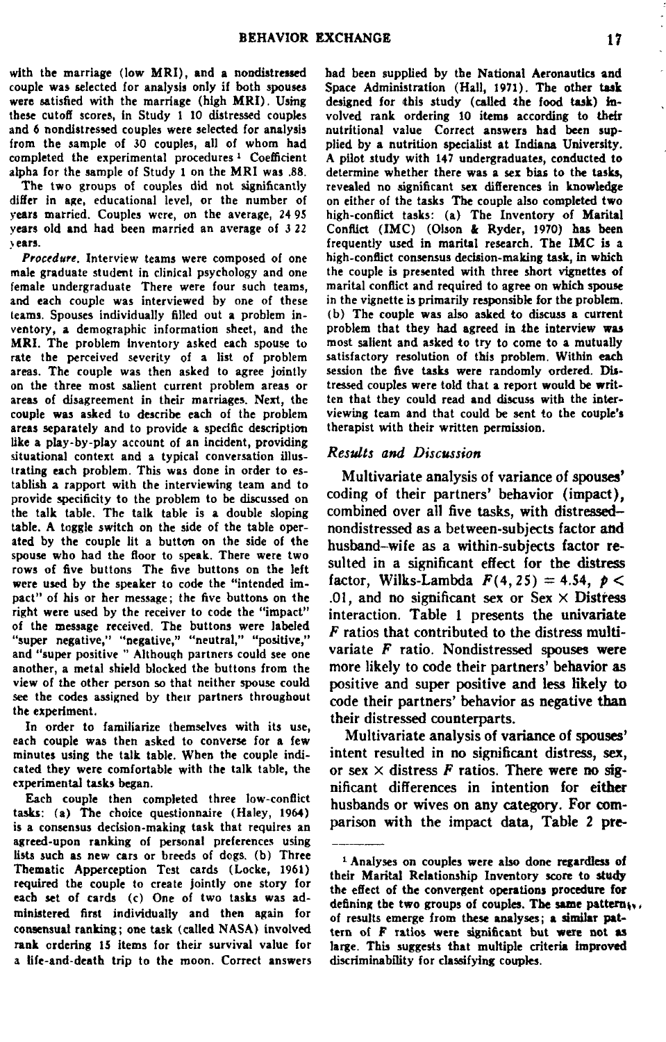with the marriage (low MRI), and a nondistressed couple was selected for analysis only if both spouses were satisfied with the marriage (high MRI). Using these cutoff scores, in Study 1 10 distressed couples and 6 nondistressed couples were selected for analysis from the sample of 30 couples, all of whom had completed the experimental procedures.[1] Coefficient alpha for the sample of Study 1 on the MRI was .88.

The two groups of couples did not significantly differ in age, educational level, or the number of years married. Couples were, on the average, 24.95 years old and had been married an average of 3.22 years.

*Procedure.* Interview teams were composed of one male graduate student in clinical psychology and one female undergraduate. There were four such teams, and each couple was interviewed by one of these teams. Spouses individually filled out a problem inventory, a demographic information sheet, and the MRI. The problem inventory asked each spouse to rate the perceived severity of a list of problem areas. The couple was then asked to agree jointly on the three most salient current problem areas or areas of disagreement in their marriages. Next, the couple was asked to describe each of the problem areas separately and to provide a specific description like a play-by-play account of an incident, providing situational context and a typical conversation illustrating each problem. This was done in order to establish a rapport with the interviewing team and to provide specificity to the problem to be discussed on the talk table. The talk table is a double sloping table. A toggle switch on the side of the table operated by the couple lit a button on the side of the spouse who had the floor to speak. There were two rows of five buttons. The five buttons on the left were used by the speaker to code the "intended impact" of his or her message; the five buttons on the right were used by the receiver to code the "impact" of the message received. The buttons were labeled "super negative," "negative," "neutral," "positive," and "super positive." Although partners could see one another, a metal shield blocked the buttons from the view of the other person so that neither spouse could see the codes assigned by their partners throughout the experiment.

In order to familiarize themselves with its use, each couple was then asked to converse for a few minutes using the talk table. When the couple indicated they were comfortable with the talk table, the experimental tasks began.

Each couple then completed three low-conflict tasks: (a) The choice questionnaire (Haley, 1964) is a consensus decision-making task that requires an agreed-upon ranking of personal preferences using lists such as new cars or breeds of dogs. (b) Three Thematic Apperception Test cards (Locke, 1961) required the couple to create jointly one story for each set of cards. (c) One of two tasks was administered first individually and then again for consensual ranking; one task (called NASA) involved rank ordering 15 items for their survival value for a life-and-death trip to the moon. Correct answers had been supplied by the National Aeronautics and Space Administration (Hall, 1971). The other task designed for this study (called the food task) involved rank ordering 10 items according to their nutritional value. Correct answers had been supplied by a nutrition specialist at Indiana University. A pilot study with 147 undergraduates, conducted to determine whether there was a sex bias to the tasks, revealed no significant sex differences in knowledge on either of the tasks. The couple also completed two high-conflict tasks: (a) The Inventory of Marital Conflict (IMC) (Olson & Ryder, 1970) has been frequently used in marital research. The IMC is a high-conflict consensus decision-making task, in which the couple is presented with three short vignettes of marital conflict and required to agree on which spouse in the vignette is primarily responsible for the problem. (b) The couple was also asked to discuss a current problem that they had agreed in the interview was most salient and asked to try to come to a mutually satisfactory resolution of this problem. Within each session the five tasks were randomly ordered. Distressed couples were told that a report would be written that they could read and discuss with the interviewing team and that could be sent to the couple's therapist with their written permission.

### *Results and Discussion*

Multivariate analysis of variance of spouses' coding of their partners' behavior (impact), combined over all five tasks, with distressed–nondistressed as a between-subjects factor and husband–wife as a within-subjects factor resulted in a significant effect for the distress factor, Wilks-Lambda $F(4, 25) = 4.54$, $p < .01$, and no significant sex or Sex × Distress interaction. Table 1 presents the univariate $F$ ratios that contributed to the distress multivariate $F$ ratio. Nondistressed spouses were more likely to code their partners' behavior as positive and super positive and less likely to code their partners' behavior as negative than their distressed counterparts.

Multivariate analysis of variance of spouses' intent resulted in no significant distress, sex, or sex × distress $F$ ratios. There were no significant differences in intention for either husbands or wives on any category. For comparison with the impact data, Table 2 pre-

---

[1] Analyses on couples were also done regardless of their Marital Relationship Inventory score to study the effect of the convergent operations procedure for defining the two groups of couples. The same pattern of results emerge from these analyses; a similar pattern of $F$ ratios were significant but were not as large. This suggests that multiple criteria improved discriminability for classifying couples.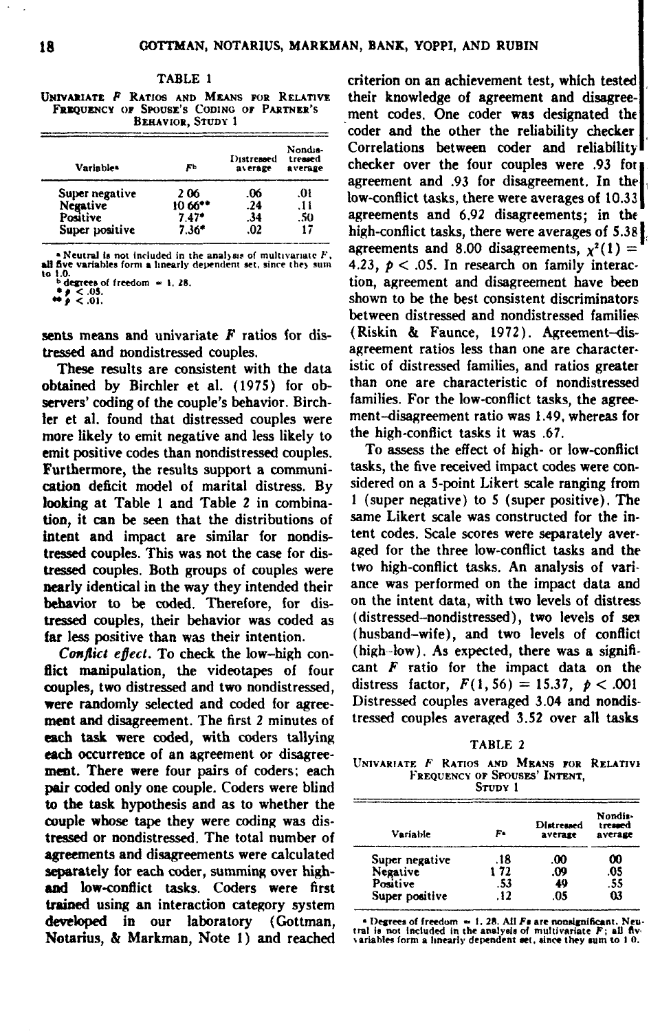TABLE 1

UNIVARIATE F RATIOS AND MEANS FOR RELATIVE FREQUENCY OF SPOUSE'S CODING OF PARTNER'S BEHAVIOR, STUDY 1

| Variable[a] | $F$[b] | Distressed average | Nondistressed average |
|---|---|---|---|
| Super negative | 2.06 | .06 | .01 |
| Negative | 10.66** | .24 | .11 |
| Positive | 7.47* | .34 | .50 |
| Super positive | 7.36* | .02 | 17 |

[a] Neutral is not included in the analysis of multivariate $F$, all five variables form a linearly dependent set, since they sum to 1.0.
[b] degrees of freedom = 1, 28.
\* $p < .05$.
\*\* $p < .01$.

sents means and univariate $F$ ratios for distressed and nondistressed couples.

These results are consistent with the data obtained by Birchler et al. (1975) for observers' coding of the couple's behavior. Birchler et al. found that distressed couples were more likely to emit negative and less likely to emit positive codes than nondistressed couples. Furthermore, the results support a communication deficit model of marital distress. By looking at Table 1 and Table 2 in combination, it can be seen that the distributions of intent and impact are similar for nondistressed couples. This was not the case for distressed couples. Both groups of couples were nearly identical in the way they intended their behavior to be coded. Therefore, for distressed couples, their behavior was coded as far less positive than was their intention.

*Conflict effect.* To check the low–high conflict manipulation, the videotapes of four couples, two distressed and two nondistressed, were randomly selected and coded for agreement and disagreement. The first 2 minutes of each task were coded, with coders tallying each occurrence of an agreement or disagreement. There were four pairs of coders; each pair coded only one couple. Coders were blind to the task hypothesis and as to whether the couple whose tape they were coding was distressed or nondistressed. The total number of agreements and disagreements were calculated separately for each coder, summing over high- and low-conflict tasks. Coders were first trained using an interaction category system developed in our laboratory (Gottman, Notarius, & Markman, Note 1) and reached criterion on an achievement test, which tested their knowledge of agreement and disagreement codes. One coder was designated the coder and the other the reliability checker. Correlations between coder and reliability checker over the four couples were .93 for agreement and .93 for disagreement. In the low-conflict tasks, there were averages of 10.33 agreements and 6.92 disagreements; in the high-conflict tasks, there were averages of 5.38 agreements and 8.00 disagreements, $\chi^2(1) = 4.23$, $p < .05$. In research on family interaction, agreement and disagreement have been shown to be the best consistent discriminators between distressed and nondistressed families (Riskin & Faunce, 1972). Agreement–disagreement ratios less than one are characteristic of distressed families, and ratios greater than one are characteristic of nondistressed families. For the low-conflict tasks, the agreement–disagreement ratio was 1.49, whereas for the high-conflict tasks it was .67.

To assess the effect of high- or low-conflict tasks, the five received impact codes were considered on a 5-point Likert scale ranging from 1 (super negative) to 5 (super positive). The same Likert scale was constructed for the intent codes. Scale scores were separately averaged for the three low-conflict tasks and the two high-conflict tasks. An analysis of variance was performed on the impact data and on the intent data, with two levels of distress (distressed–nondistressed), two levels of sex (husband–wife), and two levels of conflict (high–low). As expected, there was a significant $F$ ratio for the impact data on the distress factor, $F(1, 56) = 15.37$, $p < .001$. Distressed couples averaged 3.04 and nondistressed couples averaged 3.52 over all tasks

TABLE 2

UNIVARIATE F RATIOS AND MEANS FOR RELATIVE FREQUENCY OF SPOUSES' INTENT, STUDY 1

| Variable | $F$[a] | Distressed average | Nondistressed average |
|---|---|---|---|
| Super negative | .18 | .00 | 00 |
| Negative | 1.72 | .09 | .05 |
| Positive | .53 | 49 | .55 |
| Super positive | .12 | .05 | 03 |

[a] Degrees of freedom = 1, 28. All $F$s are nonsignificant. Neutral is not included in the analysis of multivariate $F$; all five variables form a linearly dependent set, since they sum to 1.0.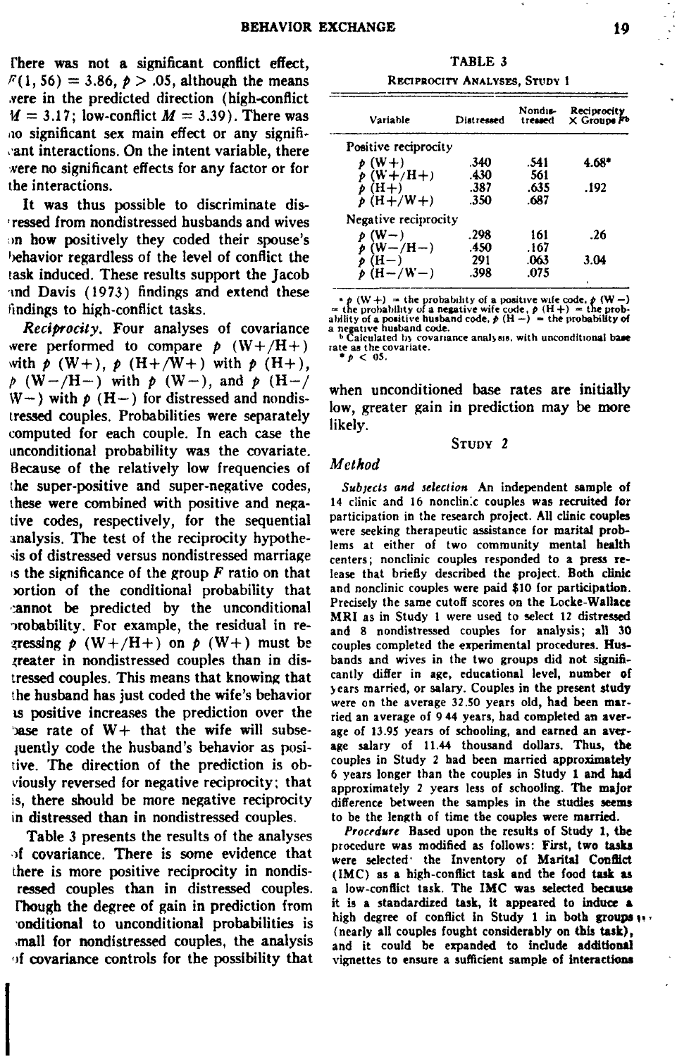There was not a significant conflict effect, $F(1, 56) = 3.86$, $p > .05$, although the means were in the predicted direction (high-conflict $M = 3.17$; low-conflict $M = 3.39$). There was no significant sex main effect or any significant interactions. On the intent variable, there were no significant effects for any factor or for the interactions.

It was thus possible to discriminate distressed from nondistressed husbands and wives on how positively they coded their spouse's behavior regardless of the level of conflict the task induced. These results support the Jacob and Davis (1973) findings and extend these findings to high-conflict tasks.

*Reciprocity.* Four analyses of covariance were performed to compare $p$ (W+/H+) with $p$ (W+), $p$ (H+/W+) with $p$ (H+), $p$ (W−/H−) with $p$ (W−), and $p$ (H−/W−) with $p$ (H−) for distressed and nondistressed couples. Probabilities were separately computed for each couple. In each case the unconditional probability was the covariate. Because of the relatively low frequencies of the super-positive and super-negative codes, these were combined with positive and negative codes, respectively, for the sequential analysis. The test of the reciprocity hypothesis of distressed versus nondistressed marriage is the significance of the group $F$ ratio on that portion of the conditional probability that cannot be predicted by the unconditional probability. For example, the residual in regressing $p$ (W+/H+) on $p$ (W+) must be greater in nondistressed couples than in distressed couples. This means that knowing that the husband has just coded the wife's behavior as positive increases the prediction over the base rate of W+ that the wife will subsequently code the husband's behavior as positive. The direction of the prediction is obviously reversed for negative reciprocity; that is, there should be more negative reciprocity in distressed than in nondistressed couples.

Table 3 presents the results of the analyses of covariance. There is some evidence that there is more positive reciprocity in nondistressed couples than in distressed couples. Though the degree of gain in prediction from conditional to unconditional probabilities is small for nondistressed couples, the analysis of covariance controls for the possibility that when unconditioned base rates are initially low, greater gain in prediction may be more likely.

TABLE 3
Reciprocity Analyses, Study 1

| Variable | Distressed | Nondistressed | Reciprocity × Group $F$[b] |
|---|---|---|---|
| Positive reciprocity | | | |
| $p$ (W+) | .340 | .541 | 4.68* |
| $p$ (W+/H+) | .430 | 561 | |
| $p$ (H+) | .387 | .635 | .192 |
| $p$ (H+/W+) | .350 | .687 | |
| Negative reciprocity | | | |
| $p$ (W−) | .298 | 161 | .26 |
| $p$ (W−/H−) | .450 | .167 | |
| $p$ (H−) | 291 | .063 | 3.04 |
| $p$ (H−/W−) | .398 | .075 | |

[a] $p$ (W+) = the probability of a positive wife code, $p$ (W−) = the probability of a negative wife code, $p$ (H+) = the probability of a positive husband code, $p$ (H−) = the probability of a negative husband code.
[b] Calculated by covariance analysis, with unconditional base rate as the covariate.
* $p < .05$.

## Study 2

### Method

*Subjects and selection.* An independent sample of 14 clinic and 16 nonclinic couples was recruited for participation in the research project. All clinic couples were seeking therapeutic assistance for marital problems at either of two community mental health centers; nonclinic couples responded to a press release that briefly described the project. Both clinic and nonclinic couples were paid $10 for participation. Precisely the same cutoff scores on the Locke-Wallace MRI as in Study 1 were used to select 12 distressed and 8 nondistressed couples for analysis; all 30 couples completed the experimental procedures. Husbands and wives in the two groups did not significantly differ in age, educational level, number of years married, or salary. Couples in the present study were on the average 32.50 years old, had been married an average of 9.44 years, had completed an average of 13.95 years of schooling, and earned an average salary of 11.44 thousand dollars. Thus, the couples in Study 2 had been married approximately 6 years longer than the couples in Study 1 and had approximately 2 years less of schooling. The major difference between the samples in the studies seems to be the length of time the couples were married.

*Procedure.* Based upon the results of Study 1, the procedure was modified as follows: First, two tasks were selected: the Inventory of Marital Conflict (IMC) as a high-conflict task and the food task as a low-conflict task. The IMC was selected because it is a standardized task, it appeared to induce a high degree of conflict in Study 1 in both groups (nearly all couples fought considerably on this task), and it could be expanded to include additional vignettes to ensure a sufficient sample of interactions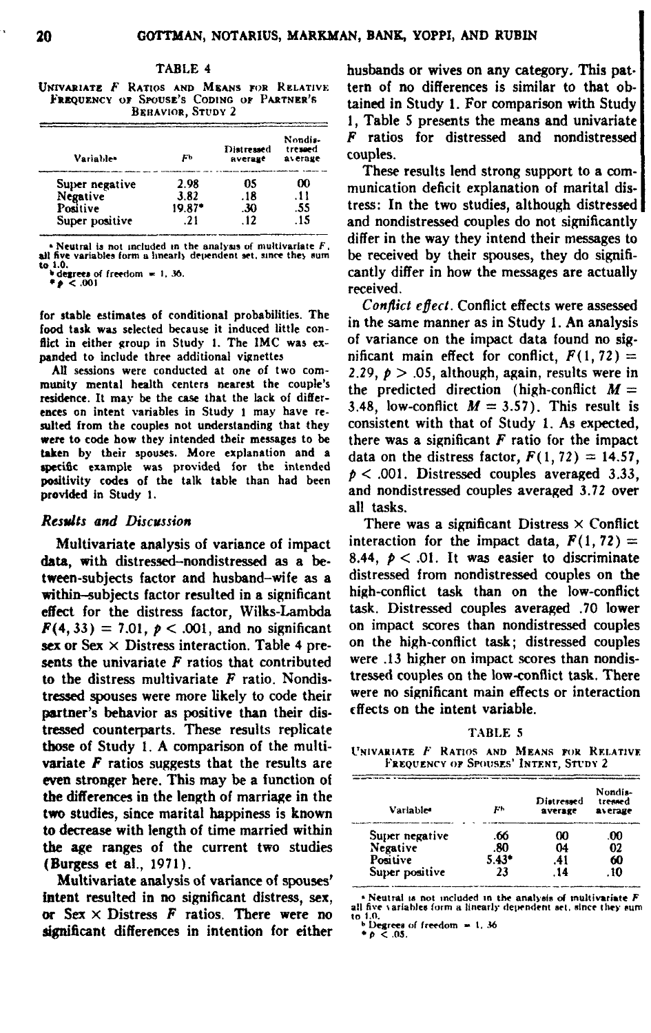TABLE 4

UNIVARIATE $F$ RATIOS AND MEANS FOR RELATIVE FREQUENCY OF SPOUSE'S CODING OF PARTNER'S BEHAVIOR, STUDY 2

| Variable[a] | $F$[b] | Distressed average | Nondistressed average |
|---|---|---|---|
| Super negative | 2.98 | 05 | 00 |
| Negative | 3.82 | .18 | .11 |
| Positive | 19.87* | .30 | .55 |
| Super positive | .21 | .12 | .15 |

[a] Neutral is not included in the analysis of multivariate $F$, all five variables form a linearly dependent set, since they sum to 1.0.
[b] degrees of freedom = 1, 36.
* $p < .001$

for stable estimates of conditional probabilities. The food task was selected because it induced little conflict in either group in Study 1. The IMC was expanded to include three additional vignettes

All sessions were conducted at one of two community mental health centers nearest the couple's residence. It may be the case that the lack of differences on intent variables in Study 1 may have resulted from the couples not understanding that they were to code how they intended their messages to be taken by their spouses. More explanation and a specific example was provided for the intended positivity codes of the talk table than had been provided in Study 1.

### *Results and Discussion*

Multivariate analysis of variance of impact data, with distressed–nondistressed as a between-subjects factor and husband–wife as a within–subjects factor resulted in a significant effect for the distress factor, Wilks-Lambda $F(4, 33) = 7.01$, $p < .001$, and no significant sex or Sex × Distress interaction. Table 4 presents the univariate $F$ ratios that contributed to the distress multivariate $F$ ratio. Nondistressed spouses were more likely to code their partner's behavior as positive than their distressed counterparts. These results replicate those of Study 1. A comparison of the multivariate $F$ ratios suggests that the results are even stronger here. This may be a function of the differences in the length of marriage in the two studies, since marital happiness is known to decrease with length of time married within the age ranges of the current two studies (Burgess et al., 1971).

Multivariate analysis of variance of spouses' intent resulted in no significant distress, sex, or Sex × Distress $F$ ratios. There were no significant differences in intention for either husbands or wives on any category. This pattern of no differences is similar to that obtained in Study 1. For comparison with Study 1, Table 5 presents the means and univariate $F$ ratios for distressed and nondistressed couples.

These results lend strong support to a communication deficit explanation of marital distress: In the two studies, although distressed and nondistressed couples do not significantly differ in the way they intend their messages to be received by their spouses, they do significantly differ in how the messages are actually received.

*Conflict effect.* Conflict effects were assessed in the same manner as in Study 1. An analysis of variance on the impact data found no significant main effect for conflict, $F(1, 72) = 2.29$, $p > .05$, although, again, results were in the predicted direction (high-conflict $M = 3.48$, low-conflict $M = 3.57$). This result is consistent with that of Study 1. As expected, there was a significant $F$ ratio for the impact data on the distress factor, $F(1, 72) = 14.57$, $p < .001$. Distressed couples averaged 3.33, and nondistressed couples averaged 3.72 over all tasks.

There was a significant Distress × Conflict interaction for the impact data, $F(1, 72) = 8.44$, $p < .01$. It was easier to discriminate distressed from nondistressed couples on the high-conflict task than on the low-conflict task. Distressed couples averaged .70 lower on impact scores than nondistressed couples on the high-conflict task; distressed couples were .13 higher on impact scores than nondistressed couples on the low-conflict task. There were no significant main effects or interaction effects on the intent variable.

TABLE 5

UNIVARIATE $F$ RATIOS AND MEANS FOR RELATIVE FREQUENCY OF SPOUSES' INTENT, STUDY 2

| Variable[a] | $F$[b] | Distressed average | Nondistressed average |
|---|---|---|---|
| Super negative | .66 | 00 | .00 |
| Negative | .80 | 04 | 02 |
| Positive | 5.43* | .41 | 60 |
| Super positive | 23 | .14 | .10 |

[a] Neutral is not included in the analysis of multivariate $F$ all five variables form a linearly dependent set, since they sum to 1.0.
[b] Degrees of freedom = 1, 36
* $p < .05$.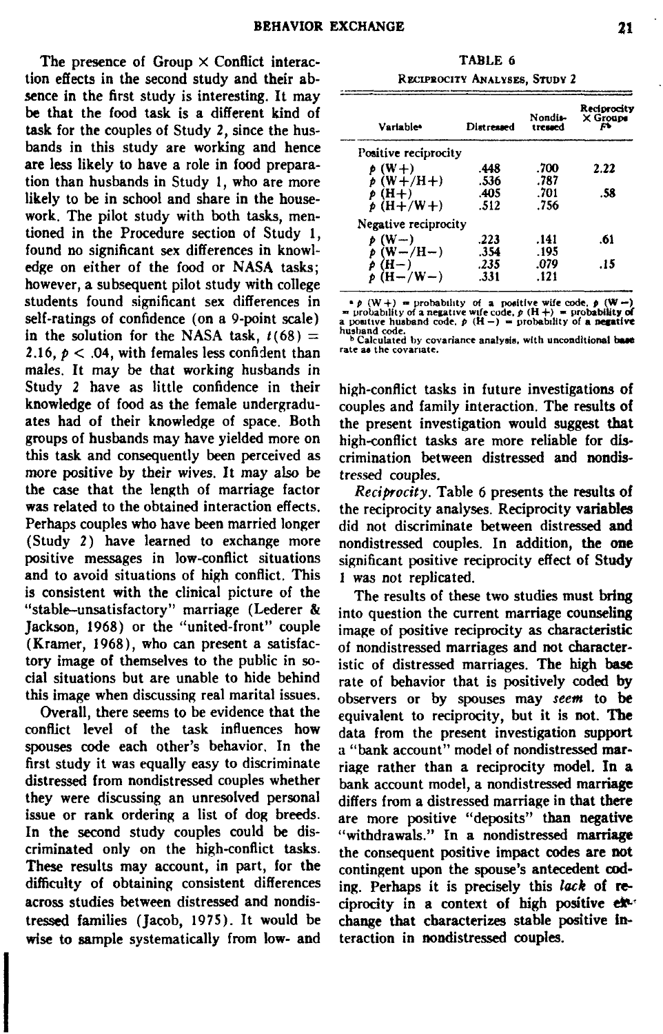The presence of Group × Conflict interaction effects in the second study and their absence in the first study is interesting. It may be that the food task is a different kind of task for the couples of Study 2, since the husbands in this study are working and hence are less likely to have a role in food preparation than husbands in Study 1, who are more likely to be in school and share in the housework. The pilot study with both tasks, mentioned in the Procedure section of Study 1, found no significant sex differences in knowledge on either of the food or NASA tasks; however, a subsequent pilot study with college students found significant sex differences in self-ratings of confidence (on a 9-point scale) in the solution for the NASA task, $t(68) = 2.16$, $p < .04$, with females less confident than males. It may be that working husbands in Study 2 have as little confidence in their knowledge of food as the female undergraduates had of their knowledge of space. Both groups of husbands may have yielded more on this task and consequently been perceived as more positive by their wives. It may also be the case that the length of marriage factor was related to the obtained interaction effects. Perhaps couples who have been married longer (Study 2) have learned to exchange more positive messages in low-conflict situations and to avoid situations of high conflict. This is consistent with the clinical picture of the "stable–unsatisfactory" marriage (Lederer & Jackson, 1968) or the "united-front" couple (Kramer, 1968), who can present a satisfactory image of themselves to the public in social situations but are unable to hide behind this image when discussing real marital issues.

Overall, there seems to be evidence that the conflict level of the task influences how spouses code each other's behavior. In the first study it was equally easy to discriminate distressed from nondistressed couples whether they were discussing an unresolved personal issue or rank ordering a list of dog breeds. In the second study couples could be discriminated only on the high-conflict tasks. These results may account, in part, for the difficulty of obtaining consistent differences across studies between distressed and nondistressed families (Jacob, 1975). It would be wise to sample systematically from low- and high-conflict tasks in future investigations of couples and family interaction. The results of the present investigation would suggest that high-conflict tasks are more reliable for discrimination between distressed and nondistressed couples.

TABLE 6
Reciprocity Analyses, Study 2

| Variable[a] | Distressed | Nondistressed | Reciprocity × Groups $F$[b] |
|---|---|---|---|
| Positive reciprocity | | | |
| $p$ (W+) | .448 | .700 | 2.22 |
| $p$ (W+/H+) | .536 | .787 | |
| $p$ (H+) | .405 | .701 | .58 |
| $p$ (H+/W+) | .512 | .756 | |
| Negative reciprocity | | | |
| $p$ (W−) | .223 | .141 | .61 |
| $p$ (W−/H−) | .354 | .195 | |
| $p$ (H−) | .235 | .079 | .15 |
| $p$ (H−/W−) | .331 | .121 | |

[a] $p$ (W+) = probability of a positive wife code, $p$ (W−) = probability of a negative wife code, $p$ (H+) = probability of a positive husband code, $p$ (H−) = probability of a negative husband code.
[b] Calculated by covariance analysis, with unconditional base rate as the covariate.

*Reciprocity.* Table 6 presents the results of the reciprocity analyses. Reciprocity variables did not discriminate between distressed and nondistressed couples. In addition, the one significant positive reciprocity effect of Study 1 was not replicated.

The results of these two studies must bring into question the current marriage counseling image of positive reciprocity as characteristic of nondistressed marriages and not characteristic of distressed marriages. The high base rate of behavior that is positively coded by observers or by spouses may *seem* to be equivalent to reciprocity, but it is not. The data from the present investigation support a "bank account" model of nondistressed marriage rather than a reciprocity model. In a bank account model, a nondistressed marriage differs from a distressed marriage in that there are more positive "deposits" than negative "withdrawals." In a nondistressed marriage the consequent positive impact codes are not contingent upon the spouse's antecedent coding. Perhaps it is precisely this *lack* of reciprocity in a context of high positive exchange that characterizes stable positive interaction in nondistressed couples.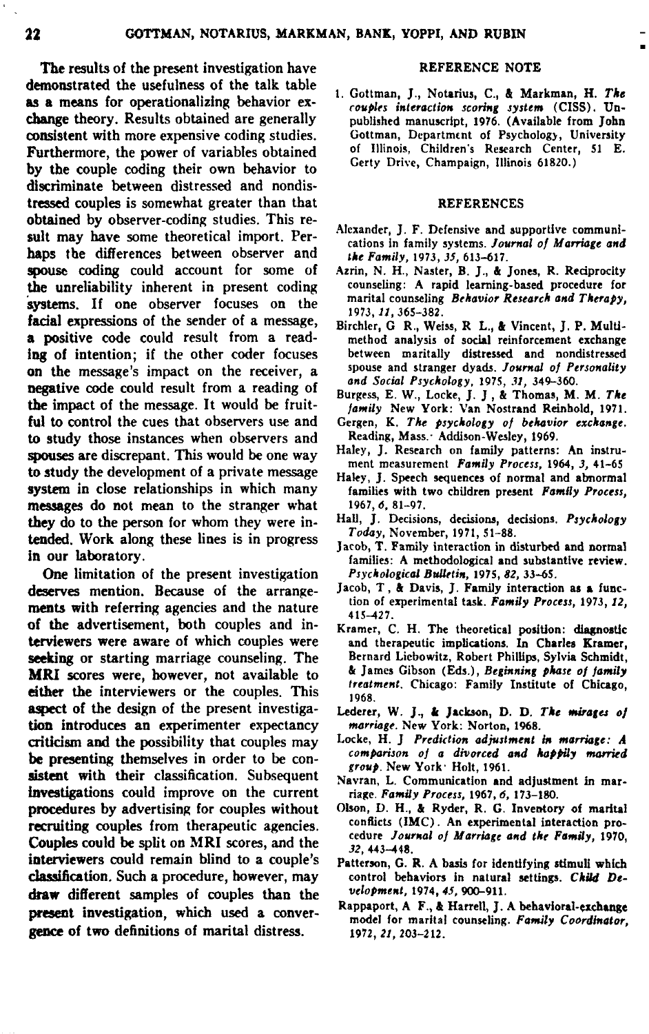The results of the present investigation have demonstrated the usefulness of the talk table as a means for operationalizing behavior exchange theory. Results obtained are generally consistent with more expensive coding studies. Furthermore, the power of variables obtained by the couple coding their own behavior to discriminate between distressed and nondistressed couples is somewhat greater than that obtained by observer-coding studies. This result may have some theoretical import. Perhaps the differences between observer and spouse coding could account for some of the unreliability inherent in present coding systems. If one observer focuses on the facial expressions of the sender of a message, a positive code could result from a reading of intention; if the other coder focuses on the message's impact on the receiver, a negative code could result from a reading of the impact of the message. It would be fruitful to control the cues that observers use and to study those instances when observers and spouses are discrepant. This would be one way to study the development of a private message system in close relationships in which many messages do not mean to the stranger what they do to the person for whom they were intended. Work along these lines is in progress in our laboratory.

One limitation of the present investigation deserves mention. Because of the arrangements with referring agencies and the nature of the advertisement, both couples and interviewers were aware of which couples were seeking or starting marriage counseling. The MRI scores were, however, not available to either the interviewers or the couples. This aspect of the design of the present investigation introduces an experimenter expectancy criticism and the possibility that couples may be presenting themselves in order to be consistent with their classification. Subsequent investigations could improve on the current procedures by advertising for couples without recruiting couples from therapeutic agencies. Couples could be split on MRI scores, and the interviewers could remain blind to a couple's classification. Such a procedure, however, may draw different samples of couples than the present investigation, which used a convergence of two definitions of marital distress.

## REFERENCE NOTE

1. Gottman, J., Notarius, C., & Markman, H. *The couples interaction scoring system* (CISS). Unpublished manuscript, 1976. (Available from John Gottman, Department of Psychology, University of Illinois, Children's Research Center, 51 E. Gerty Drive, Champaign, Illinois 61820.)

## REFERENCES

Alexander, J. F. Defensive and supportive communications in family systems. *Journal of Marriage and the Family*, 1973, *35*, 613–617.

Azrin, N. H., Naster, B. J., & Jones, R. Reciprocity counseling: A rapid learning-based procedure for marital counseling *Behavior Research and Therapy*, 1973, *11*, 365–382.

Birchler, G R., Weiss, R L., & Vincent, J. P. Multimethod analysis of social reinforcement exchange between maritally distressed and nondistressed spouse and stranger dyads. *Journal of Personality and Social Psychology*, 1975, *31*, 349–360.

Burgess, E. W., Locke, J. J , & Thomas, M. M. *The family* New York: Van Nostrand Reinhold, 1971.

Gergen, K. *The psychology of behavior exchange*. Reading, Mass.· Addison-Wesley, 1969.

Haley, J. Research on family patterns: An instrument measurement *Family Process*, 1964, *3*, 41–65

Haley, J. Speech sequences of normal and abnormal families with two children present *Family Process*, 1967, *6*, 81–97.

Hall, J. Decisions, decisions, decisions. *Psychology Today*, November, 1971, 51–88.

Jacob, T. Family interaction in disturbed and normal families: A methodological and substantive review. *Psychological Bulletin*, 1975, *82*, 33–65.

Jacob, T , & Davis, J. Family interaction as a function of experimental task. *Family Process*, 1973, *12*, 415–427.

Kramer, C. H. The theoretical position: diagnostic and therapeutic implications. In Charles Kramer, Bernard Liebowitz, Robert Phillips, Sylvia Schmidt, & James Gibson (Eds.), *Beginning phase of family treatment*. Chicago: Family Institute of Chicago, 1968.

Lederer, W. J., & Jackson, D. D. *The mirages of marriage*. New York: Norton, 1968.

Locke, H. J *Prediction adjustment in marriage: A comparison of a divorced and happily married group*. New York· Holt, 1961.

Navran, L. Communication and adjustment in marriage. *Family Process*, 1967, *6*, 173–180.

Olson, D. H., & Ryder, R. G. Inventory of marital conflicts (IMC). An experimental interaction procedure *Journal of Marriage and the Family*, 1970, *32*, 443–448.

Patterson, G. R. A basis for identifying stimuli which control behaviors in natural settings. *Child Development*, 1974, *45*, 900–911.

Rappaport, A F., & Harrell, J. A behavioral-exchange model for marital counseling. *Family Coordinator*, 1972, *21*, 203–212.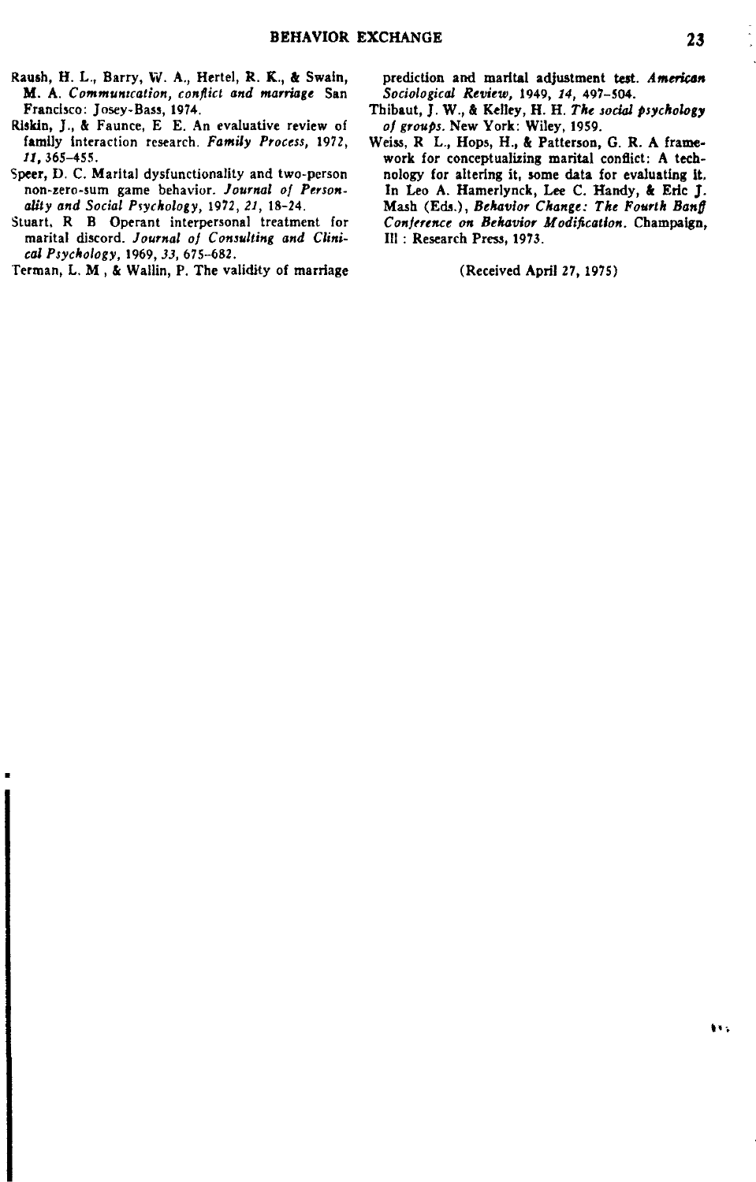Raush, H. L., Barry, W. A., Hertel, R. K., & Swain, M. A. *Communication, conflict and marriage* San Francisco: Josey-Bass, 1974.

Riskin, J., & Faunce, E E. An evaluative review of family interaction research. *Family Process*, 1972, *11*, 365–455.

Speer, D. C. Marital dysfunctionality and two-person non-zero-sum game behavior. *Journal of Personality and Social Psychology*, 1972, *21*, 18–24.

Stuart, R B Operant interpersonal treatment for marital discord. *Journal of Consulting and Clinical Psychology*, 1969, *33*, 675–682.

Terman, L. M , & Wallin, P. The validity of marriage prediction and marital adjustment test. *American Sociological Review*, 1949, *14*, 497–504.

Thibaut, J. W., & Kelley, H. H. *The social psychology of groups*. New York: Wiley, 1959.

Weiss, R L., Hops, H., & Patterson, G. R. A framework for conceptualizing marital conflict: A technology for altering it, some data for evaluating it. In Leo A. Hamerlynck, Lee C. Handy, & Eric J. Mash (Eds.), *Behavior Change: The Fourth Banff Conference on Behavior Modification*. Champaign, Ill : Research Press, 1973.

(Received April 27, 1975)